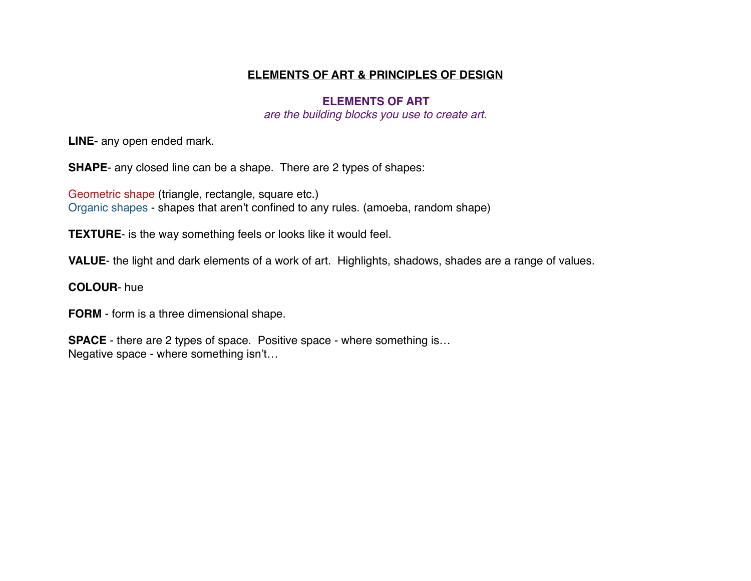# **ELEMENTS OF ART & PRINCIPLES OF DESIGN**

## ELEMENTS OF ART

*are the building blocks you use to create art.*

**LINE-** any open ended mark.

**SHAPE**- any closed line can be a shape.  There are 2 types of shapes:

Geometric shape (triangle, rectangle, square etc.)
Organic shapes - shapes that aren't confined to any rules. (amoeba, random shape)

**TEXTURE**- is the way something feels or looks like it would feel.

**VALUE**- the light and dark elements of a work of art.  Highlights, shadows, shades are a range of values.

**COLOUR**- hue

**FORM** - form is a three dimensional shape.

**SPACE** - there are 2 types of space.  Positive space - where something is…
Negative space - where something isn't…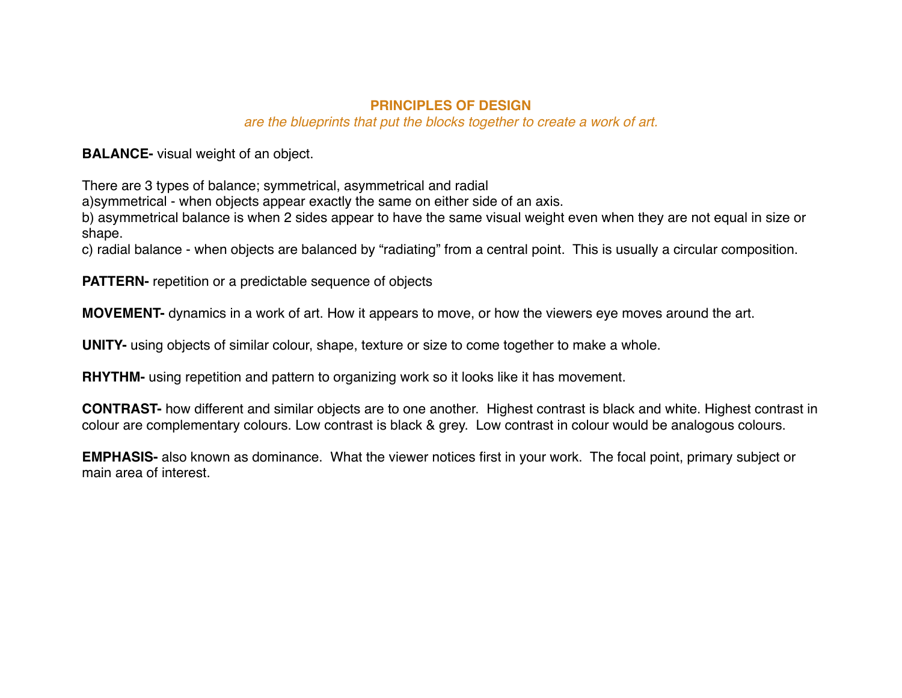## PRINCIPLES OF DESIGN

*are the blueprints that put the blocks together to create a work of art.*

**BALANCE-** visual weight of an object.

There are 3 types of balance; symmetrical, asymmetrical and radial
a)symmetrical - when objects appear exactly the same on either side of an axis.
b) asymmetrical balance is when 2 sides appear to have the same visual weight even when they are not equal in size or shape.
c) radial balance - when objects are balanced by “radiating” from a central point. This is usually a circular composition.

**PATTERN-** repetition or a predictable sequence of objects

**MOVEMENT-** dynamics in a work of art. How it appears to move, or how the viewers eye moves around the art.

**UNITY-** using objects of similar colour, shape, texture or size to come together to make a whole.

**RHYTHM-** using repetition and pattern to organizing work so it looks like it has movement.

**CONTRAST-** how different and similar objects are to one another. Highest contrast is black and white. Highest contrast in colour are complementary colours. Low contrast is black & grey. Low contrast in colour would be analogous colours.

**EMPHASIS-** also known as dominance. What the viewer notices first in your work. The focal point, primary subject or main area of interest.